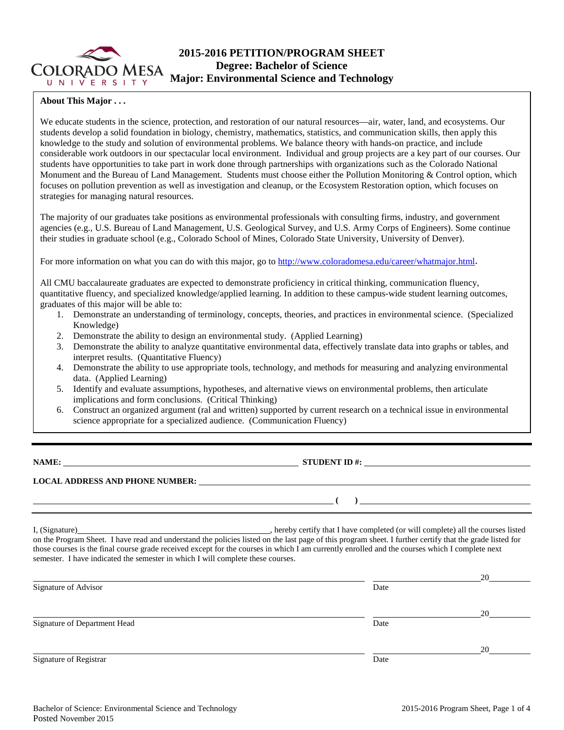# 2015-2016 PETITION/PROGRAM SHEET
## Degree: Bachelor of Science
## Major: Environmental Science and Technology

**About This Major . . .**

We educate students in the science, protection, and restoration of our natural resources—air, water, land, and ecosystems. Our students develop a solid foundation in biology, chemistry, mathematics, statistics, and communication skills, then apply this knowledge to the study and solution of environmental problems. We balance theory with hands-on practice, and include considerable work outdoors in our spectacular local environment. Individual and group projects are a key part of our courses. Our students have opportunities to take part in work done through partnerships with organizations such as the Colorado National Monument and the Bureau of Land Management. Students must choose either the Pollution Monitoring & Control option, which focuses on pollution prevention as well as investigation and cleanup, or the Ecosystem Restoration option, which focuses on strategies for managing natural resources.

The majority of our graduates take positions as environmental professionals with consulting firms, industry, and government agencies (e.g., U.S. Bureau of Land Management, U.S. Geological Survey, and U.S. Army Corps of Engineers). Some continue their studies in graduate school (e.g., Colorado School of Mines, Colorado State University, University of Denver).

For more information on what you can do with this major, go to http://www.coloradomesa.edu/career/whatmajor.html.

All CMU baccalaureate graduates are expected to demonstrate proficiency in critical thinking, communication fluency, quantitative fluency, and specialized knowledge/applied learning. In addition to these campus-wide student learning outcomes, graduates of this major will be able to:

1. Demonstrate an understanding of terminology, concepts, theories, and practices in environmental science. (Specialized Knowledge)
2. Demonstrate the ability to design an environmental study. (Applied Learning)
3. Demonstrate the ability to analyze quantitative environmental data, effectively translate data into graphs or tables, and interpret results. (Quantitative Fluency)
4. Demonstrate the ability to use appropriate tools, technology, and methods for measuring and analyzing environmental data. (Applied Learning)
5. Identify and evaluate assumptions, hypotheses, and alternative views on environmental problems, then articulate implications and form conclusions. (Critical Thinking)
6. Construct an organized argument (ral and written) supported by current research on a technical issue in environmental science appropriate for a specialized audience. (Communication Fluency)

---

**NAME:** ______________________ **STUDENT ID #:** ______________________

**LOCAL ADDRESS AND PHONE NUMBER:** ______________________

______________________ **( )** ______________________

---

I, (Signature)______________________, hereby certify that I have completed (or will complete) all the courses listed on the Program Sheet. I have read and understand the policies listed on the last page of this program sheet. I further certify that the grade listed for those courses is the final course grade received except for the courses in which I am currently enrolled and the courses which I complete next semester. I have indicated the semester in which I will complete these courses.

______________________ ______________ 20______
Signature of Advisor Date

______________________ ______________ 20______
Signature of Department Head Date

______________________ ______________ 20______
Signature of Registrar Date

Bachelor of Science: Environmental Science and Technology
Posted November 2015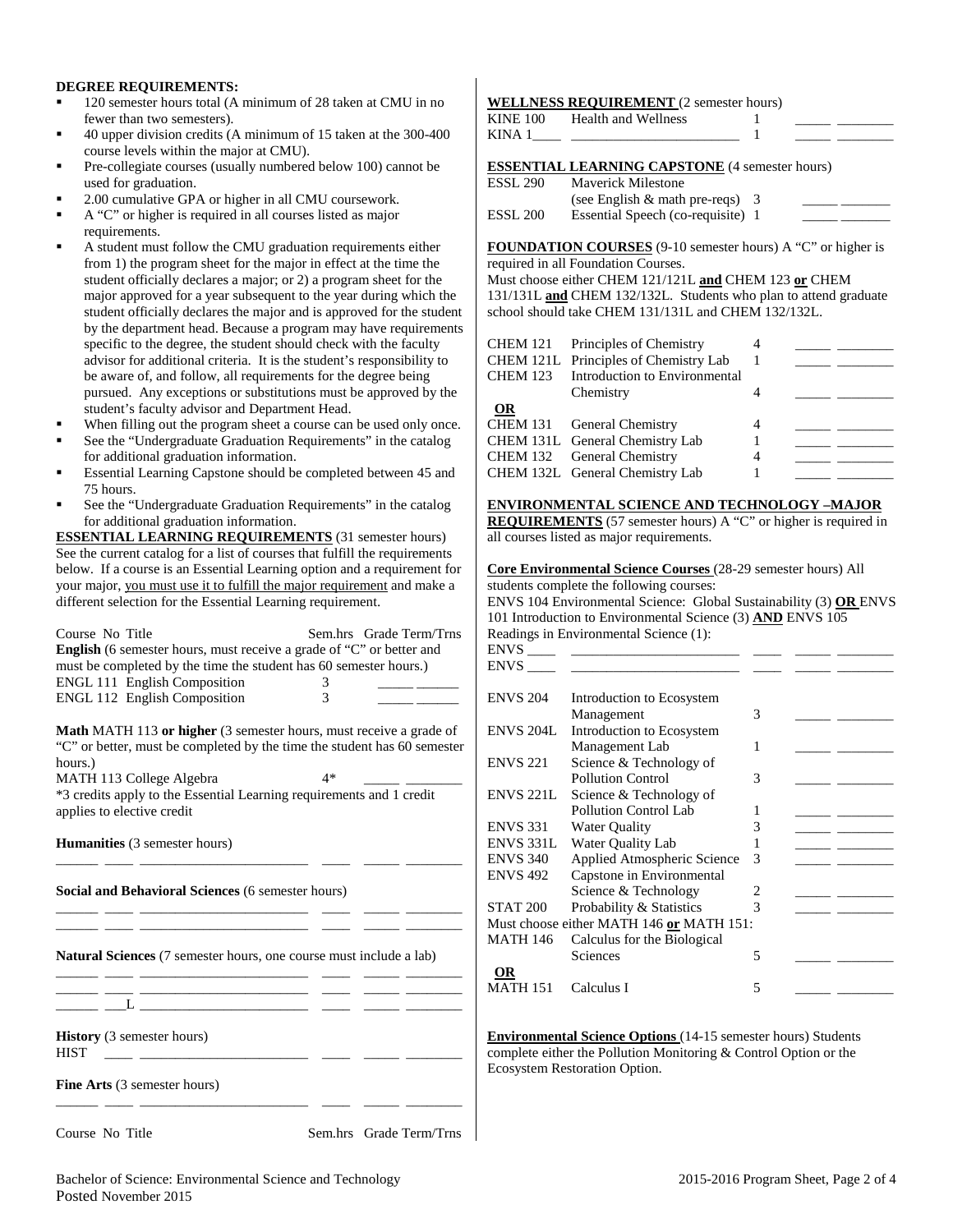**DEGREE REQUIREMENTS:**

- 120 semester hours total (A minimum of 28 taken at CMU in no fewer than two semesters).
- 40 upper division credits (A minimum of 15 taken at the 300-400 course levels within the major at CMU).
- Pre-collegiate courses (usually numbered below 100) cannot be used for graduation.
- 2.00 cumulative GPA or higher in all CMU coursework.
- A "C" or higher is required in all courses listed as major requirements.
- A student must follow the CMU graduation requirements either from 1) the program sheet for the major in effect at the time the student officially declares a major; or 2) a program sheet for the major approved for a year subsequent to the year during which the student officially declares the major and is approved for the student by the department head. Because a program may have requirements specific to the degree, the student should check with the faculty advisor for additional criteria. It is the student's responsibility to be aware of, and follow, all requirements for the degree being pursued. Any exceptions or substitutions must be approved by the student's faculty advisor and Department Head.
- When filling out the program sheet a course can be used only once.
- See the "Undergraduate Graduation Requirements" in the catalog for additional graduation information.
- Essential Learning Capstone should be completed between 45 and 75 hours.
- See the "Undergraduate Graduation Requirements" in the catalog for additional graduation information.

**ESSENTIAL LEARNING REQUIREMENTS** (31 semester hours) See the current catalog for a list of courses that fulfill the requirements below. If a course is an Essential Learning option and a requirement for your major, you must use it to fulfill the major requirement and make a different selection for the Essential Learning requirement.

Course No Title — Sem.hrs Grade Term/Trns

**English** (6 semester hours, must receive a grade of "C" or better and must be completed by the time the student has 60 semester hours.)

| Course | Title | Sem.hrs | Grade | Term/Trns |
|---|---|---|---|---|
| ENGL 111 | English Composition | 3 | _____ | ______ |
| ENGL 112 | English Composition | 3 | _____ | ______ |

**Math** MATH 113 **or higher** (3 semester hours, must receive a grade of "C" or better, must be completed by the time the student has 60 semester hours.)

| Course | Title | Sem.hrs | Grade | Term/Trns |
|---|---|---|---|---|
| MATH 113 | College Algebra | 4* | _____ | ________ |

*3 credits apply to the Essential Learning requirements and 1 credit applies to elective credit

**Humanities** (3 semester hours)

______ ____ ________________________ ____ _____ ________

**Social and Behavioral Sciences** (6 semester hours)

______ ____ ________________________ ____ _____ ________
______ ____ ________________________ ____ _____ ________

**Natural Sciences** (7 semester hours, one course must include a lab)

______ ____ ________________________ ____ _____ ________
______ ____ ________________________ ____ _____ ________
______ ___L ________________________ ____ _____ ________

**History** (3 semester hours)

HIST ____ ________________________ ____ _____ ________

**Fine Arts** (3 semester hours)

______ ____ ________________________ ____ _____ ________

Course No Title — Sem.hrs Grade Term/Trns

**WELLNESS REQUIREMENT** (2 semester hours)

| Course | Title | Sem.hrs | Grade | Term/Trns |
|---|---|---|---|---|
| KINE 100 | Health and Wellness | 1 | _____ | ________ |
| KINA 1____ | ________________________ | 1 | _____ | ________ |

**ESSENTIAL LEARNING CAPSTONE** (4 semester hours)

| Course | Title | Sem.hrs | Grade | Term/Trns |
|---|---|---|---|---|
| ESSL 290 | Maverick Milestone (see English & math pre-reqs) | 3 | _____ | _______ |
| ESSL 200 | Essential Speech (co-requisite) | 1 | _____ | _______ |

**FOUNDATION COURSES** (9-10 semester hours) A "C" or higher is required in all Foundation Courses.

Must choose either CHEM 121/121L **and** CHEM 123 **or** CHEM 131/131L **and** CHEM 132/132L. Students who plan to attend graduate school should take CHEM 131/131L and CHEM 132/132L.

| Course | Title | Sem.hrs | Grade | Term/Trns |
|---|---|---|---|---|
| CHEM 121 | Principles of Chemistry | 4 | _____ | ________ |
| CHEM 121L | Principles of Chemistry Lab | 1 | _____ | ________ |
| CHEM 123 | Introduction to Environmental Chemistry | 4 | _____ | ________ |
| **OR** | | | | |
| CHEM 131 | General Chemistry | 4 | _____ | ________ |
| CHEM 131L | General Chemistry Lab | 1 | _____ | ________ |
| CHEM 132 | General Chemistry | 4 | _____ | ________ |
| CHEM 132L | General Chemistry Lab | 1 | _____ | ________ |

**ENVIRONMENTAL SCIENCE AND TECHNOLOGY –MAJOR REQUIREMENTS** (57 semester hours) A "C" or higher is required in all courses listed as major requirements.

**Core Environmental Science Courses** (28-29 semester hours) All students complete the following courses:

ENVS 104 Environmental Science: Global Sustainability (3) **OR** ENVS 101 Introduction to Environmental Science (3) **AND** ENVS 105 Readings in Environmental Science (1):

| Course | Title | Sem.hrs | Grade | Term/Trns |
|---|---|---|---|---|
| ENVS ____ | ________________________ | ____ | _____ | ________ |
| ENVS ____ | ________________________ | ____ | _____ | ________ |
| ENVS 204 | Introduction to Ecosystem Management | 3 | _____ | ________ |
| ENVS 204L | Introduction to Ecosystem Management Lab | 1 | _____ | ________ |
| ENVS 221 | Science & Technology of Pollution Control | 3 | _____ | ________ |
| ENVS 221L | Science & Technology of Pollution Control Lab | 1 | _____ | ________ |
| ENVS 331 | Water Quality | 3 | _____ | ________ |
| ENVS 331L | Water Quality Lab | 1 | _____ | ________ |
| ENVS 340 | Applied Atmospheric Science | 3 | _____ | ________ |
| ENVS 492 | Capstone in Environmental Science & Technology | 2 | _____ | ________ |
| STAT 200 | Probability & Statistics | 3 | _____ | ________ |
| Must choose either MATH 146 **or** MATH 151: | | | | |
| MATH 146 | Calculus for the Biological Sciences | 5 | _____ | ________ |
| **OR** | | | | |
| MATH 151 | Calculus I | 5 | _____ | ________ |

**Environmental Science Options** (14-15 semester hours) Students complete either the Pollution Monitoring & Control Option or the Ecosystem Restoration Option.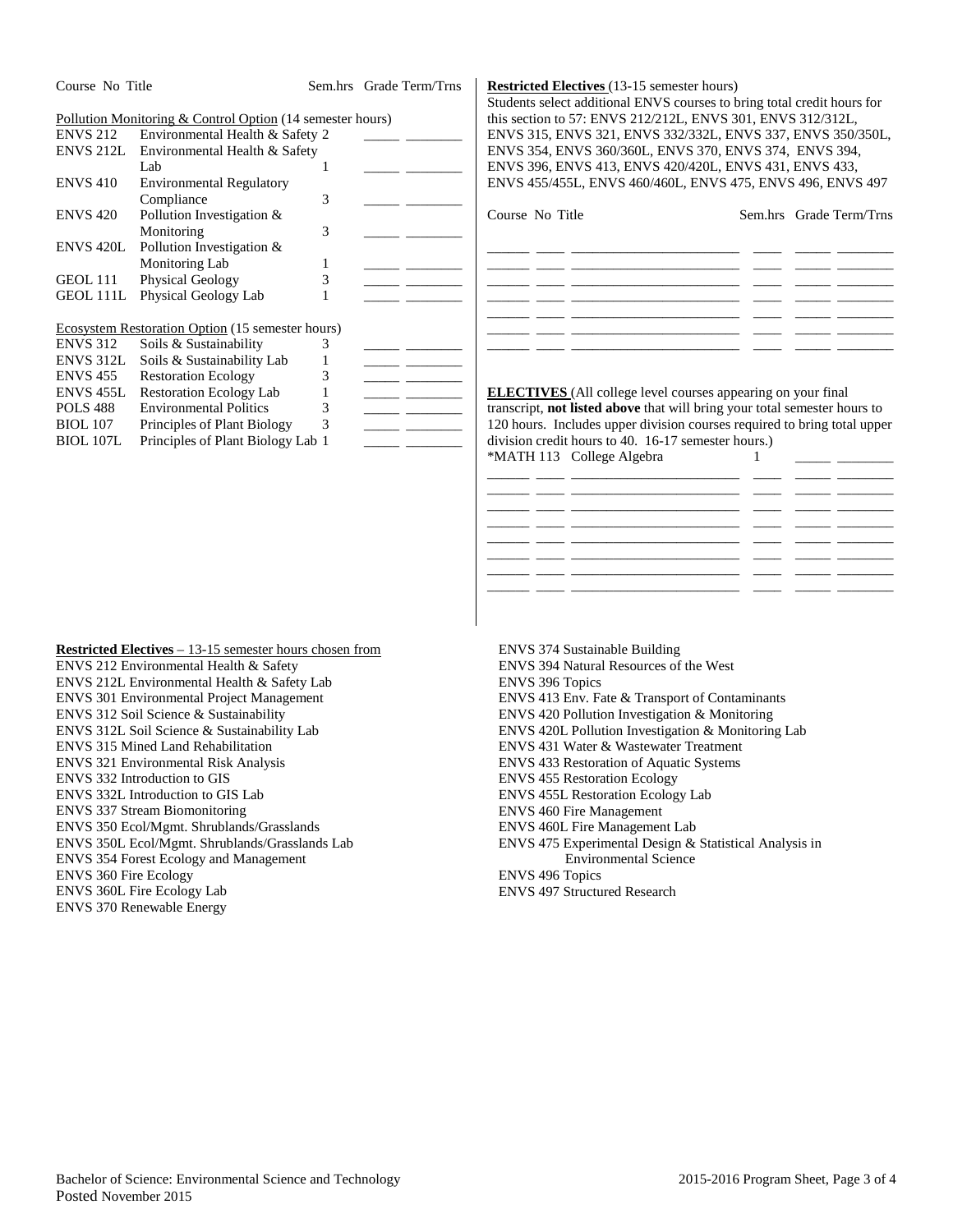| Course | No | Title | Sem.hrs | Grade | Term/Trns |
|---|---|---|---|---|---|

**Pollution Monitoring & Control Option** (14 semester hours)

| Course No | Title | Sem.hrs | Grade | Term/Trns |
|---|---|---|---|---|
| ENVS 212 | Environmental Health & Safety | 2 | _____ | ________ |
| ENVS 212L | Environmental Health & Safety Lab | 1 | _____ | ________ |
| ENVS 410 | Environmental Regulatory Compliance | 3 | _____ | ________ |
| ENVS 420 | Pollution Investigation & Monitoring | 3 | _____ | ________ |
| ENVS 420L | Pollution Investigation & Monitoring Lab | 1 | _____ | ________ |
| GEOL 111 | Physical Geology | 3 | _____ | ________ |
| GEOL 111L | Physical Geology Lab | 1 | _____ | ________ |

**Ecosystem Restoration Option** (15 semester hours)

| Course No | Title | Sem.hrs | Grade | Term/Trns |
|---|---|---|---|---|
| ENVS 312 | Soils & Sustainability | 3 | _____ | ________ |
| ENVS 312L | Soils & Sustainability Lab | 1 | _____ | ________ |
| ENVS 455 | Restoration Ecology | 3 | _____ | ________ |
| ENVS 455L | Restoration Ecology Lab | 1 | _____ | ________ |
| POLS 488 | Environmental Politics | 3 | _____ | ________ |
| BIOL 107 | Principles of Plant Biology | 3 | _____ | ________ |
| BIOL 107L | Principles of Plant Biology Lab | 1 | _____ | ________ |

**Restricted Electives** (13-15 semester hours)

Students select additional ENVS courses to bring total credit hours for this section to 57: ENVS 212/212L, ENVS 301, ENVS 312/312L, ENVS 315, ENVS 321, ENVS 332/332L, ENVS 337, ENVS 350/350L, ENVS 354, ENVS 360/360L, ENVS 370, ENVS 374, ENVS 394, ENVS 396, ENVS 413, ENVS 420/420L, ENVS 431, ENVS 433, ENVS 455/455L, ENVS 460/460L, ENVS 475, ENVS 496, ENVS 497

| Course | No | Title | Sem.hrs | Grade | Term/Trns |
|---|---|---|---|---|---|
| ______ | ____ | ______________________ | ____ | _____ | ________ |
| ______ | ____ | ______________________ | ____ | _____ | ________ |
| ______ | ____ | ______________________ | ____ | _____ | ________ |
| ______ | ____ | ______________________ | ____ | _____ | ________ |
| ______ | ____ | ______________________ | ____ | _____ | ________ |
| ______ | ____ | ______________________ | ____ | _____ | ________ |
| ______ | ____ | ______________________ | ____ | _____ | ________ |

**ELECTIVES** (All college level courses appearing on your final transcript, **not listed above** that will bring your total semester hours to 120 hours. Includes upper division courses required to bring total upper division credit hours to 40. 16-17 semester hours.)

| Course | No | Title | Sem.hrs | Grade | Term/Trns |
|---|---|---|---|---|---|
| *MATH | 113 | College Algebra | 1 | _____ | ________ |
| ______ | ____ | ______________________ | ____ | _____ | ________ |
| ______ | ____ | ______________________ | ____ | _____ | ________ |
| ______ | ____ | ______________________ | ____ | _____ | ________ |
| ______ | ____ | ______________________ | ____ | _____ | ________ |
| ______ | ____ | ______________________ | ____ | _____ | ________ |
| ______ | ____ | ______________________ | ____ | _____ | ________ |
| ______ | ____ | ______________________ | ____ | _____ | ________ |
| ______ | ____ | ______________________ | ____ | _____ | ________ |

**Restricted Electives** – 13-15 semester hours chosen from

- ENVS 212 Environmental Health & Safety
- ENVS 212L Environmental Health & Safety Lab
- ENVS 301 Environmental Project Management
- ENVS 312 Soil Science & Sustainability
- ENVS 312L Soil Science & Sustainability Lab
- ENVS 315 Mined Land Rehabilitation
- ENVS 321 Environmental Risk Analysis
- ENVS 332 Introduction to GIS
- ENVS 332L Introduction to GIS Lab
- ENVS 337 Stream Biomonitoring
- ENVS 350 Ecol/Mgmt. Shrublands/Grasslands
- ENVS 350L Ecol/Mgmt. Shrublands/Grasslands Lab
- ENVS 354 Forest Ecology and Management
- ENVS 360 Fire Ecology
- ENVS 360L Fire Ecology Lab
- ENVS 370 Renewable Energy
- ENVS 374 Sustainable Building
- ENVS 394 Natural Resources of the West
- ENVS 396 Topics
- ENVS 413 Env. Fate & Transport of Contaminants
- ENVS 420 Pollution Investigation & Monitoring
- ENVS 420L Pollution Investigation & Monitoring Lab
- ENVS 431 Water & Wastewater Treatment
- ENVS 433 Restoration of Aquatic Systems
- ENVS 455 Restoration Ecology
- ENVS 455L Restoration Ecology Lab
- ENVS 460 Fire Management
- ENVS 460L Fire Management Lab
- ENVS 475 Experimental Design & Statistical Analysis in Environmental Science
- ENVS 496 Topics
- ENVS 497 Structured Research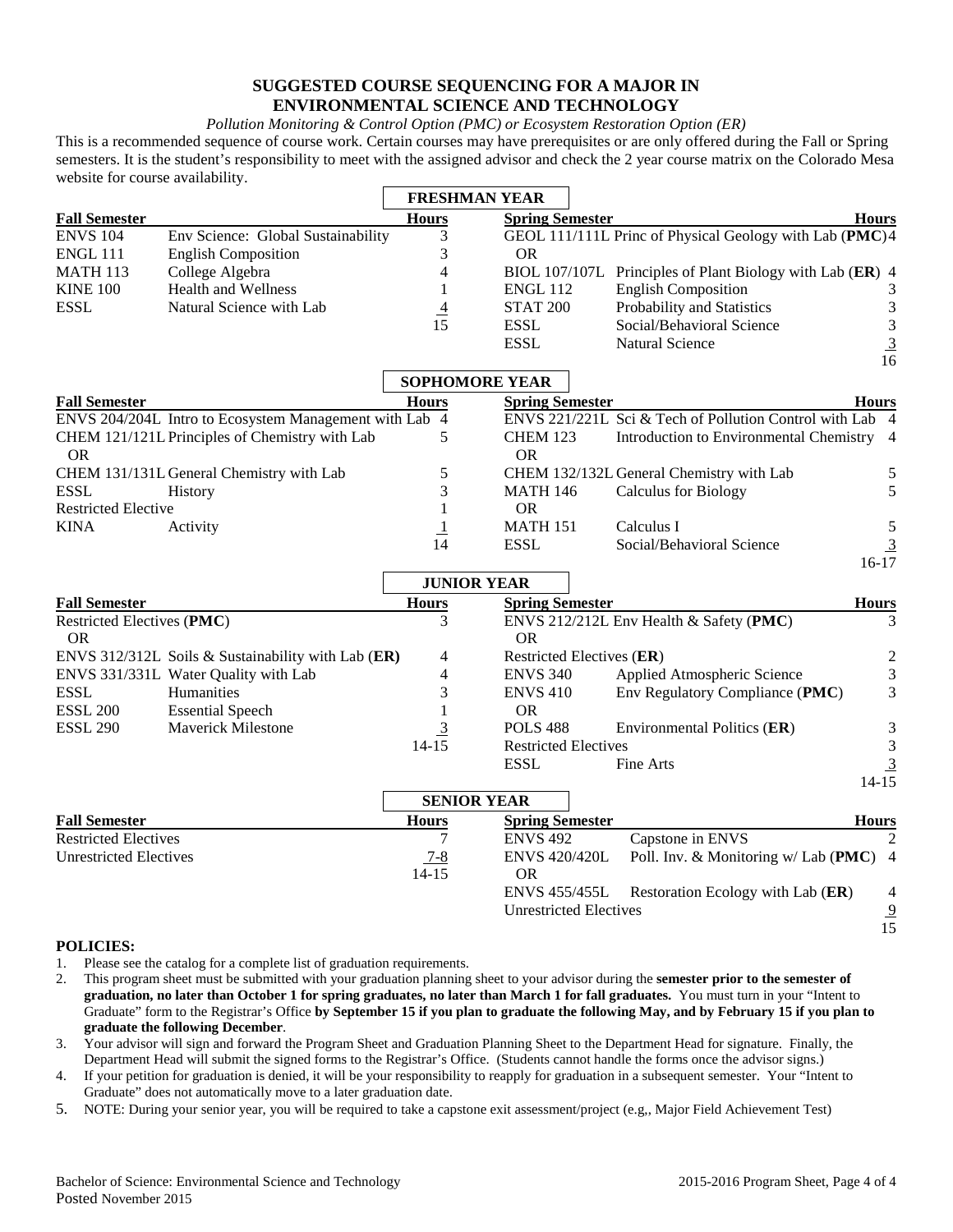## SUGGESTED COURSE SEQUENCING FOR A MAJOR IN ENVIRONMENTAL SCIENCE AND TECHNOLOGY

*Pollution Monitoring & Control Option (PMC) or Ecosystem Restoration Option (ER)*

This is a recommended sequence of course work. Certain courses may have prerequisites or are only offered during the Fall or Spring semesters. It is the student's responsibility to meet with the assigned advisor and check the 2 year course matrix on the Colorado Mesa website for course availability.

### FRESHMAN YEAR

| Fall Semester | | Hours | Spring Semester | | Hours |
|---|---|---|---|---|---|
| ENVS 104 | Env Science: Global Sustainability | 3 | GEOL 111/111L | Princ of Physical Geology with Lab (**PMC**) | 4 |
| ENGL 111 | English Composition | 3 | OR | | |
| MATH 113 | College Algebra | 4 | BIOL 107/107L | Principles of Plant Biology with Lab (**ER**) | 4 |
| KINE 100 | Health and Wellness | 1 | ENGL 112 | English Composition | 3 |
| ESSL | Natural Science with Lab | 4 | STAT 200 | Probability and Statistics | 3 |
| | | 15 | ESSL | Social/Behavioral Science | 3 |
| | | | ESSL | Natural Science | 3 |
| | | | | | 16 |

### SOPHOMORE YEAR

| Fall Semester | | Hours | Spring Semester | | Hours |
|---|---|---|---|---|---|
| ENVS 204/204L | Intro to Ecosystem Management with Lab | 4 | ENVS 221/221L | Sci & Tech of Pollution Control with Lab | 4 |
| CHEM 121/121L | Principles of Chemistry with Lab | 5 | CHEM 123 | Introduction to Environmental Chemistry | 4 |
| OR | | | OR | | |
| CHEM 131/131L | General Chemistry with Lab | 5 | CHEM 132/132L | General Chemistry with Lab | 5 |
| ESSL | History | 3 | MATH 146 | Calculus for Biology | 5 |
| Restricted Elective | | 1 | OR | | |
| KINA | Activity | 1 | MATH 151 | Calculus I | 5 |
| | | 14 | ESSL | Social/Behavioral Science | 3 |
| | | | | | 16-17 |

### JUNIOR YEAR

| Fall Semester | | Hours | Spring Semester | | Hours |
|---|---|---|---|---|---|
| Restricted Electives (**PMC**) | | 3 | ENVS 212/212L | Env Health & Safety (**PMC**) | 3 |
| OR | | | OR | | |
| ENVS 312/312L | Soils & Sustainability with Lab (**ER**) | 4 | Restricted Electives (**ER**) | | 2 |
| ENVS 331/331L | Water Quality with Lab | 4 | ENVS 340 | Applied Atmospheric Science | 3 |
| ESSL | Humanities | 3 | ENVS 410 | Env Regulatory Compliance (**PMC**) | 3 |
| ESSL 200 | Essential Speech | 1 | OR | | |
| ESSL 290 | Maverick Milestone | 3 | POLS 488 | Environmental Politics (**ER**) | 3 |
| | | 14-15 | Restricted Electives | | 3 |
| | | | ESSL | Fine Arts | 3 |
| | | | | | 14-15 |

### SENIOR YEAR

| Fall Semester | | Hours | Spring Semester | | Hours |
|---|---|---|---|---|---|
| Restricted Electives | | 7 | ENVS 492 | Capstone in ENVS | 2 |
| Unrestricted Electives | | 7-8 | ENVS 420/420L | Poll. Inv. & Monitoring w/ Lab (**PMC**) | 4 |
| | | 14-15 | OR | | |
| | | | ENVS 455/455L | Restoration Ecology with Lab (**ER**) | 4 |
| | | | Unrestricted Electives | | 9 |
| | | | | | 15 |

**POLICIES:**

1. Please see the catalog for a complete list of graduation requirements.
2. This program sheet must be submitted with your graduation planning sheet to your advisor during the **semester prior to the semester of graduation, no later than October 1 for spring graduates, no later than March 1 for fall graduates.** You must turn in your "Intent to Graduate" form to the Registrar's Office **by September 15 if you plan to graduate the following May, and by February 15 if you plan to graduate the following December**.
3. Your advisor will sign and forward the Program Sheet and Graduation Planning Sheet to the Department Head for signature. Finally, the Department Head will submit the signed forms to the Registrar's Office. (Students cannot handle the forms once the advisor signs.)
4. If your petition for graduation is denied, it will be your responsibility to reapply for graduation in a subsequent semester. Your "Intent to Graduate" does not automatically move to a later graduation date.
5. NOTE: During your senior year, you will be required to take a capstone exit assessment/project (e.g,, Major Field Achievement Test)

Bachelor of Science: Environmental Science and Technology
Posted November 2015